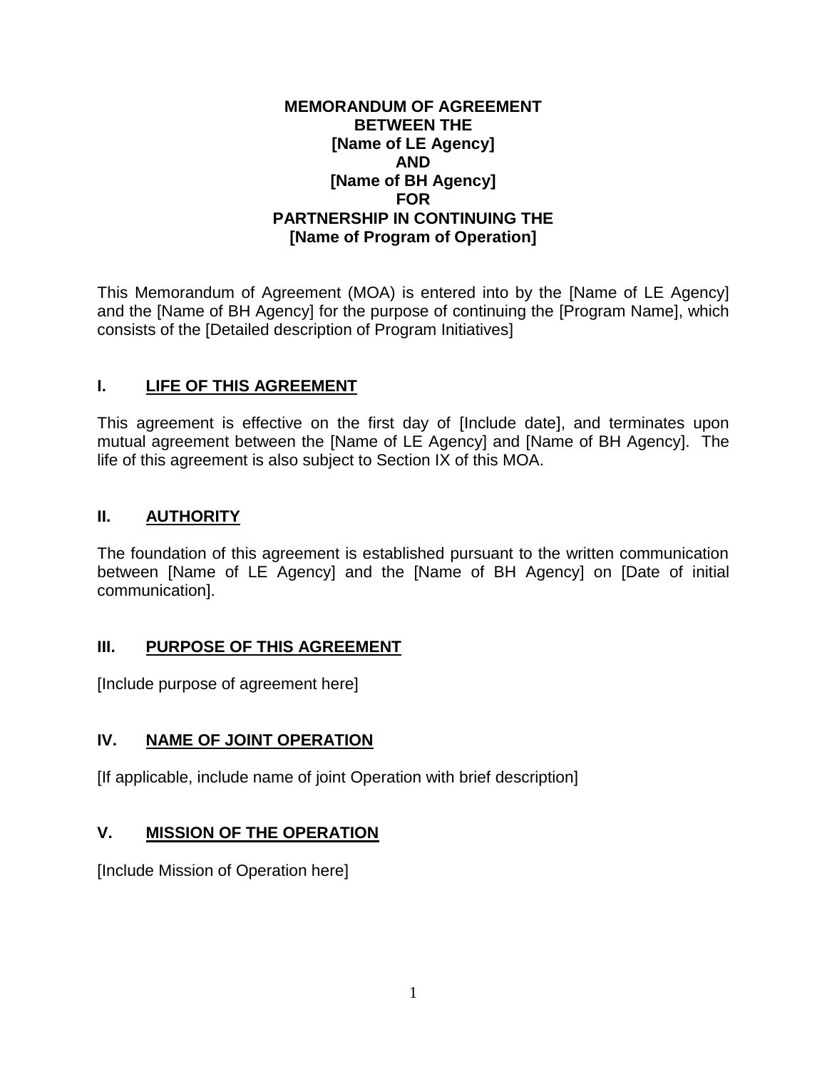**MEMORANDUM OF AGREEMENT**
**BETWEEN THE**
**[Name of LE Agency]**
**AND**
**[Name of BH Agency]**
**FOR**
**PARTNERSHIP IN CONTINUING THE**
**[Name of Program of Operation]**

This Memorandum of Agreement (MOA) is entered into by the [Name of LE Agency] and the [Name of BH Agency] for the purpose of continuing the [Program Name], which consists of the [Detailed description of Program Initiatives]

## I. LIFE OF THIS AGREEMENT

This agreement is effective on the first day of [Include date], and terminates upon mutual agreement between the [Name of LE Agency] and [Name of BH Agency]. The life of this agreement is also subject to Section IX of this MOA.

## II. AUTHORITY

The foundation of this agreement is established pursuant to the written communication between [Name of LE Agency] and the [Name of BH Agency] on [Date of initial communication].

## III. PURPOSE OF THIS AGREEMENT

[Include purpose of agreement here]

## IV. NAME OF JOINT OPERATION

[If applicable, include name of joint Operation with brief description]

## V. MISSION OF THE OPERATION

[Include Mission of Operation here]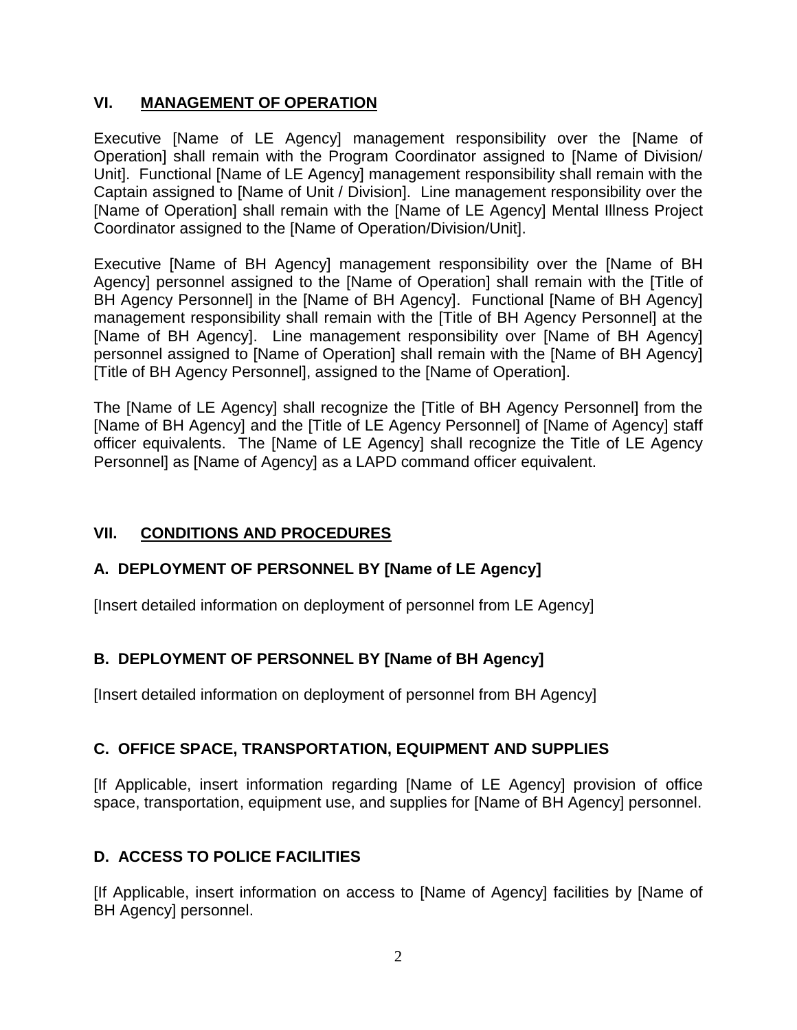## VI. MANAGEMENT OF OPERATION

Executive [Name of LE Agency] management responsibility over the [Name of Operation] shall remain with the Program Coordinator assigned to [Name of Division/ Unit]. Functional [Name of LE Agency] management responsibility shall remain with the Captain assigned to [Name of Unit / Division]. Line management responsibility over the [Name of Operation] shall remain with the [Name of LE Agency] Mental Illness Project Coordinator assigned to the [Name of Operation/Division/Unit].

Executive [Name of BH Agency] management responsibility over the [Name of BH Agency] personnel assigned to the [Name of Operation] shall remain with the [Title of BH Agency Personnel] in the [Name of BH Agency]. Functional [Name of BH Agency] management responsibility shall remain with the [Title of BH Agency Personnel] at the [Name of BH Agency]. Line management responsibility over [Name of BH Agency] personnel assigned to [Name of Operation] shall remain with the [Name of BH Agency] [Title of BH Agency Personnel], assigned to the [Name of Operation].

The [Name of LE Agency] shall recognize the [Title of BH Agency Personnel] from the [Name of BH Agency] and the [Title of LE Agency Personnel] of [Name of Agency] staff officer equivalents. The [Name of LE Agency] shall recognize the Title of LE Agency Personnel] as [Name of Agency] as a LAPD command officer equivalent.

## VII. CONDITIONS AND PROCEDURES

### A. DEPLOYMENT OF PERSONNEL BY [Name of LE Agency]

[Insert detailed information on deployment of personnel from LE Agency]

### B. DEPLOYMENT OF PERSONNEL BY [Name of BH Agency]

[Insert detailed information on deployment of personnel from BH Agency]

### C. OFFICE SPACE, TRANSPORTATION, EQUIPMENT AND SUPPLIES

[If Applicable, insert information regarding [Name of LE Agency] provision of office space, transportation, equipment use, and supplies for [Name of BH Agency] personnel.

### D. ACCESS TO POLICE FACILITIES

[If Applicable, insert information on access to [Name of Agency] facilities by [Name of BH Agency] personnel.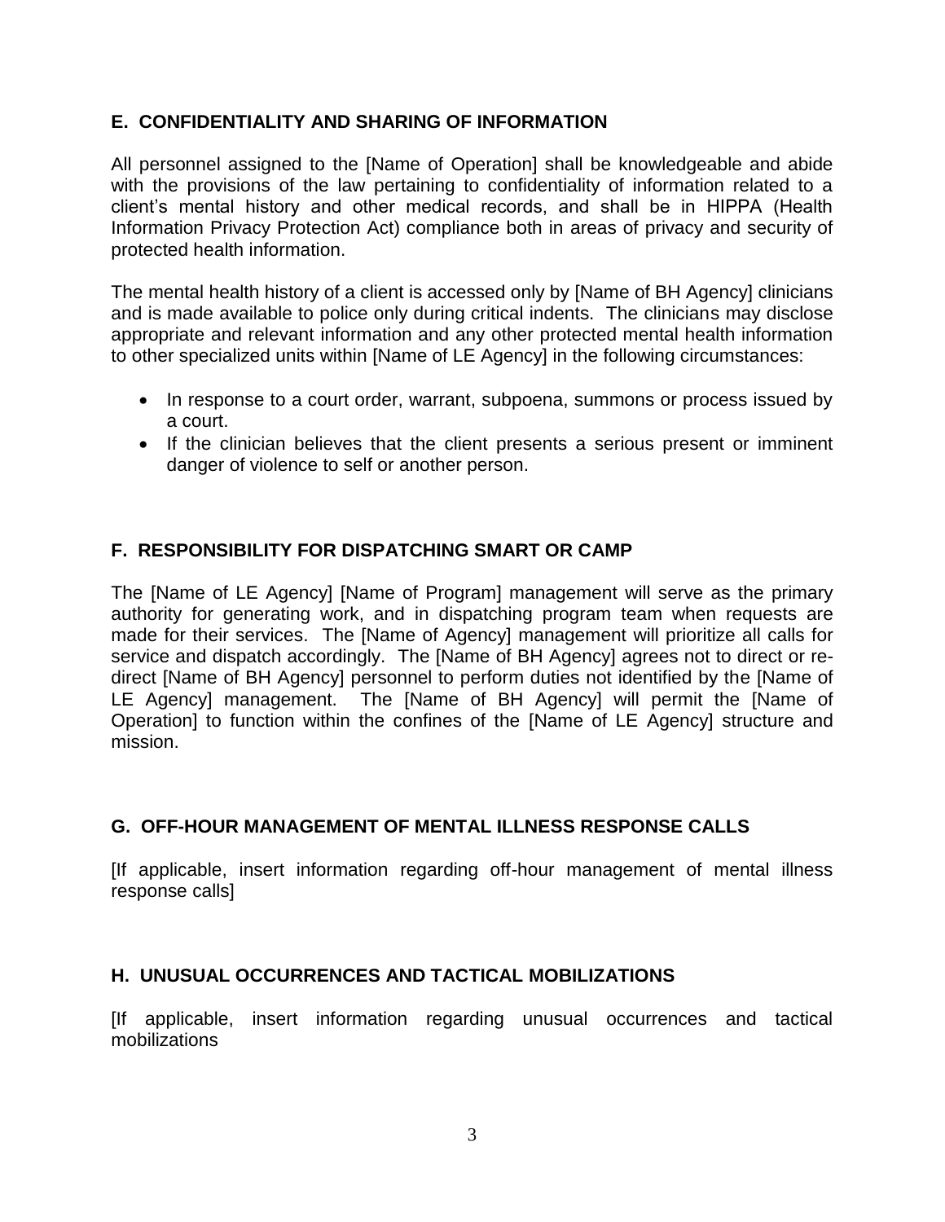## E. CONFIDENTIALITY AND SHARING OF INFORMATION

All personnel assigned to the [Name of Operation] shall be knowledgeable and abide with the provisions of the law pertaining to confidentiality of information related to a client's mental history and other medical records, and shall be in HIPPA (Health Information Privacy Protection Act) compliance both in areas of privacy and security of protected health information.

The mental health history of a client is accessed only by [Name of BH Agency] clinicians and is made available to police only during critical indents. The clinicians may disclose appropriate and relevant information and any other protected mental health information to other specialized units within [Name of LE Agency] in the following circumstances:

- In response to a court order, warrant, subpoena, summons or process issued by a court.
- If the clinician believes that the client presents a serious present or imminent danger of violence to self or another person.

## F. RESPONSIBILITY FOR DISPATCHING SMART OR CAMP

The [Name of LE Agency] [Name of Program] management will serve as the primary authority for generating work, and in dispatching program team when requests are made for their services. The [Name of Agency] management will prioritize all calls for service and dispatch accordingly. The [Name of BH Agency] agrees not to direct or re-direct [Name of BH Agency] personnel to perform duties not identified by the [Name of LE Agency] management. The [Name of BH Agency] will permit the [Name of Operation] to function within the confines of the [Name of LE Agency] structure and mission.

## G. OFF-HOUR MANAGEMENT OF MENTAL ILLNESS RESPONSE CALLS

[If applicable, insert information regarding off-hour management of mental illness response calls]

## H. UNUSUAL OCCURRENCES AND TACTICAL MOBILIZATIONS

[If applicable, insert information regarding unusual occurrences and tactical mobilizations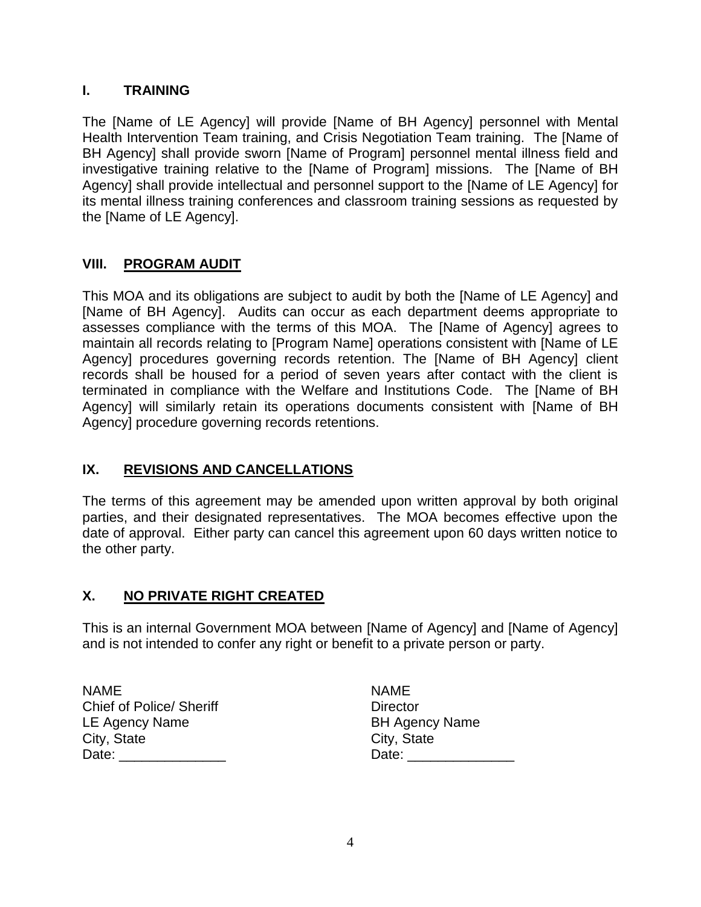## I. TRAINING

The [Name of LE Agency] will provide [Name of BH Agency] personnel with Mental Health Intervention Team training, and Crisis Negotiation Team training. The [Name of BH Agency] shall provide sworn [Name of Program] personnel mental illness field and investigative training relative to the [Name of Program] missions. The [Name of BH Agency] shall provide intellectual and personnel support to the [Name of LE Agency] for its mental illness training conferences and classroom training sessions as requested by the [Name of LE Agency].

## VIII. PROGRAM AUDIT

This MOA and its obligations are subject to audit by both the [Name of LE Agency] and [Name of BH Agency]. Audits can occur as each department deems appropriate to assesses compliance with the terms of this MOA. The [Name of Agency] agrees to maintain all records relating to [Program Name] operations consistent with [Name of LE Agency] procedures governing records retention. The [Name of BH Agency] client records shall be housed for a period of seven years after contact with the client is terminated in compliance with the Welfare and Institutions Code. The [Name of BH Agency] will similarly retain its operations documents consistent with [Name of BH Agency] procedure governing records retentions.

## IX. REVISIONS AND CANCELLATIONS

The terms of this agreement may be amended upon written approval by both original parties, and their designated representatives. The MOA becomes effective upon the date of approval. Either party can cancel this agreement upon 60 days written notice to the other party.

## X. NO PRIVATE RIGHT CREATED

This is an internal Government MOA between [Name of Agency] and [Name of Agency] and is not intended to confer any right or benefit to a private person or party.

NAME
Chief of Police/ Sheriff
LE Agency Name
City, State
Date: ______________

NAME
Director
BH Agency Name
City, State
Date: ______________